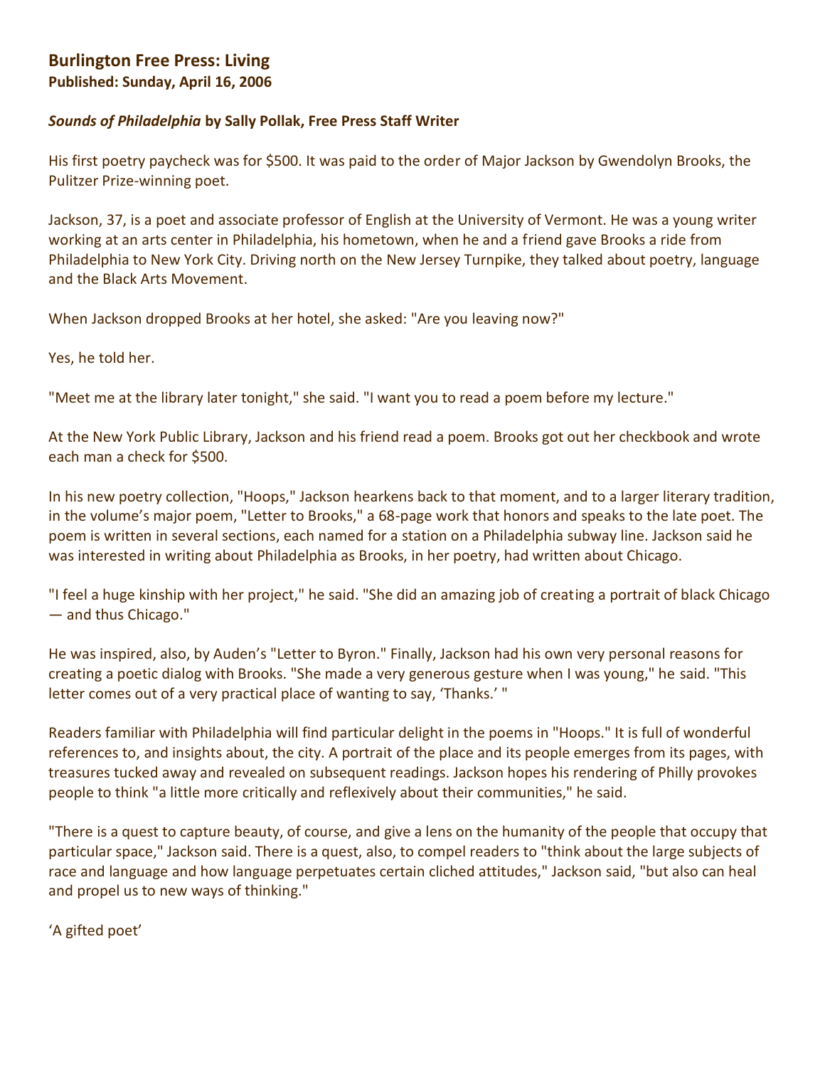## Burlington Free Press: Living
**Published: Sunday, April 16, 2006**

### *Sounds of Philadelphia* by Sally Pollak, Free Press Staff Writer

His first poetry paycheck was for $500. It was paid to the order of Major Jackson by Gwendolyn Brooks, the Pulitzer Prize-winning poet.

Jackson, 37, is a poet and associate professor of English at the University of Vermont. He was a young writer working at an arts center in Philadelphia, his hometown, when he and a friend gave Brooks a ride from Philadelphia to New York City. Driving north on the New Jersey Turnpike, they talked about poetry, language and the Black Arts Movement.

When Jackson dropped Brooks at her hotel, she asked: "Are you leaving now?"

Yes, he told her.

"Meet me at the library later tonight," she said. "I want you to read a poem before my lecture."

At the New York Public Library, Jackson and his friend read a poem. Brooks got out her checkbook and wrote each man a check for $500.

In his new poetry collection, "Hoops," Jackson hearkens back to that moment, and to a larger literary tradition, in the volume's major poem, "Letter to Brooks," a 68-page work that honors and speaks to the late poet. The poem is written in several sections, each named for a station on a Philadelphia subway line. Jackson said he was interested in writing about Philadelphia as Brooks, in her poetry, had written about Chicago.

"I feel a huge kinship with her project," he said. "She did an amazing job of creating a portrait of black Chicago — and thus Chicago."

He was inspired, also, by Auden's "Letter to Byron." Finally, Jackson had his own very personal reasons for creating a poetic dialog with Brooks. "She made a very generous gesture when I was young," he said. "This letter comes out of a very practical place of wanting to say, 'Thanks.' "

Readers familiar with Philadelphia will find particular delight in the poems in "Hoops." It is full of wonderful references to, and insights about, the city. A portrait of the place and its people emerges from its pages, with treasures tucked away and revealed on subsequent readings. Jackson hopes his rendering of Philly provokes people to think "a little more critically and reflexively about their communities," he said.

"There is a quest to capture beauty, of course, and give a lens on the humanity of the people that occupy that particular space," Jackson said. There is a quest, also, to compel readers to "think about the large subjects of race and language and how language perpetuates certain cliched attitudes," Jackson said, "but also can heal and propel us to new ways of thinking."

'A gifted poet'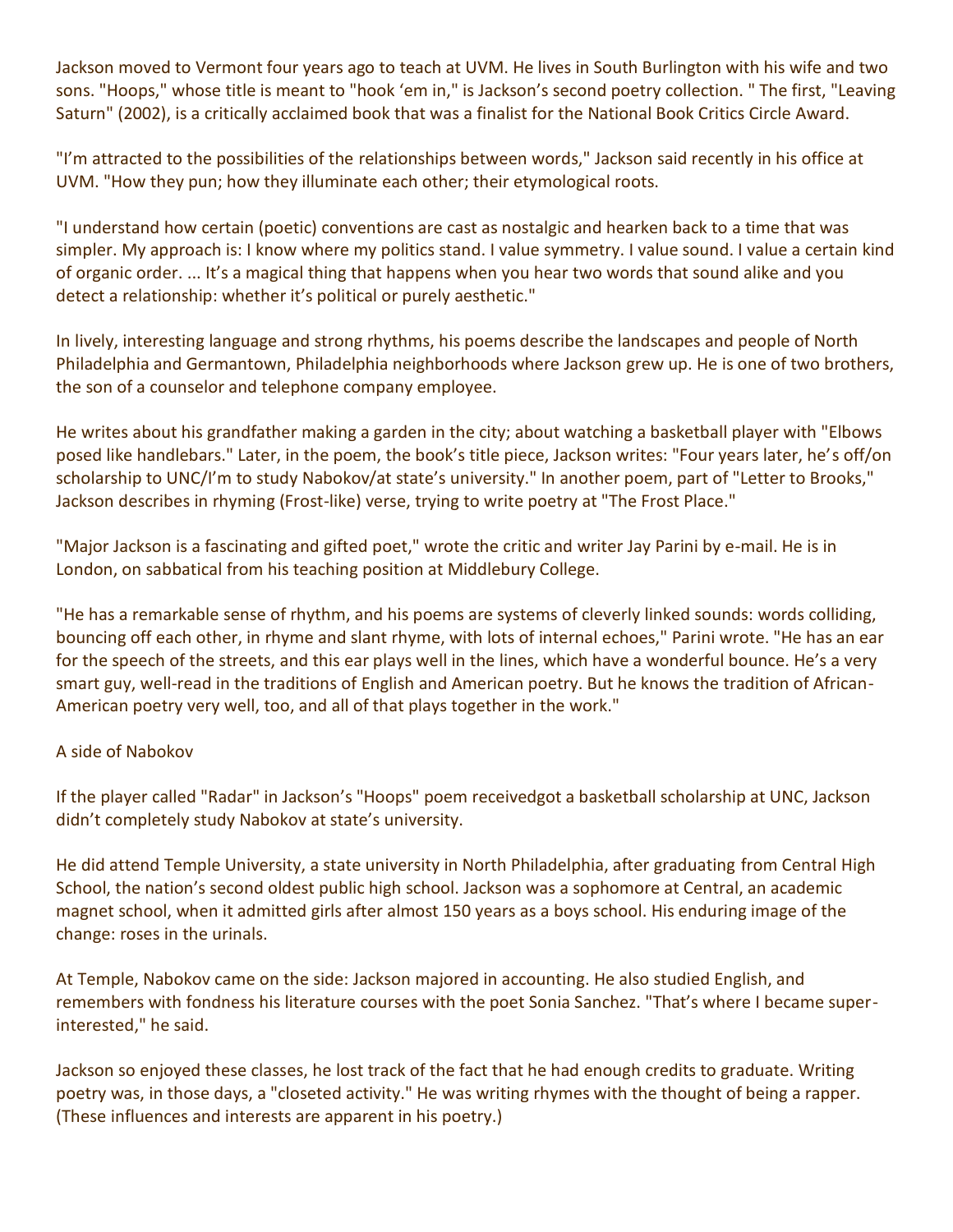Jackson moved to Vermont four years ago to teach at UVM. He lives in South Burlington with his wife and two sons. "Hoops," whose title is meant to "hook 'em in," is Jackson's second poetry collection. " The first, "Leaving Saturn" (2002), is a critically acclaimed book that was a finalist for the National Book Critics Circle Award.

"I'm attracted to the possibilities of the relationships between words," Jackson said recently in his office at UVM. "How they pun; how they illuminate each other; their etymological roots.

"I understand how certain (poetic) conventions are cast as nostalgic and hearken back to a time that was simpler. My approach is: I know where my politics stand. I value symmetry. I value sound. I value a certain kind of organic order. ... It's a magical thing that happens when you hear two words that sound alike and you detect a relationship: whether it's political or purely aesthetic."

In lively, interesting language and strong rhythms, his poems describe the landscapes and people of North Philadelphia and Germantown, Philadelphia neighborhoods where Jackson grew up. He is one of two brothers, the son of a counselor and telephone company employee.

He writes about his grandfather making a garden in the city; about watching a basketball player with "Elbows posed like handlebars." Later, in the poem, the book's title piece, Jackson writes: "Four years later, he's off/on scholarship to UNC/I'm to study Nabokov/at state's university." In another poem, part of "Letter to Brooks," Jackson describes in rhyming (Frost-like) verse, trying to write poetry at "The Frost Place."

"Major Jackson is a fascinating and gifted poet," wrote the critic and writer Jay Parini by e-mail. He is in London, on sabbatical from his teaching position at Middlebury College.

"He has a remarkable sense of rhythm, and his poems are systems of cleverly linked sounds: words colliding, bouncing off each other, in rhyme and slant rhyme, with lots of internal echoes," Parini wrote. "He has an ear for the speech of the streets, and this ear plays well in the lines, which have a wonderful bounce. He's a very smart guy, well-read in the traditions of English and American poetry. But he knows the tradition of African-American poetry very well, too, and all of that plays together in the work."

A side of Nabokov

If the player called "Radar" in Jackson's "Hoops" poem receivedgot a basketball scholarship at UNC, Jackson didn't completely study Nabokov at state's university.

He did attend Temple University, a state university in North Philadelphia, after graduating from Central High School, the nation's second oldest public high school. Jackson was a sophomore at Central, an academic magnet school, when it admitted girls after almost 150 years as a boys school. His enduring image of the change: roses in the urinals.

At Temple, Nabokov came on the side: Jackson majored in accounting. He also studied English, and remembers with fondness his literature courses with the poet Sonia Sanchez. "That's where I became super-interested," he said.

Jackson so enjoyed these classes, he lost track of the fact that he had enough credits to graduate. Writing poetry was, in those days, a "closeted activity." He was writing rhymes with the thought of being a rapper. (These influences and interests are apparent in his poetry.)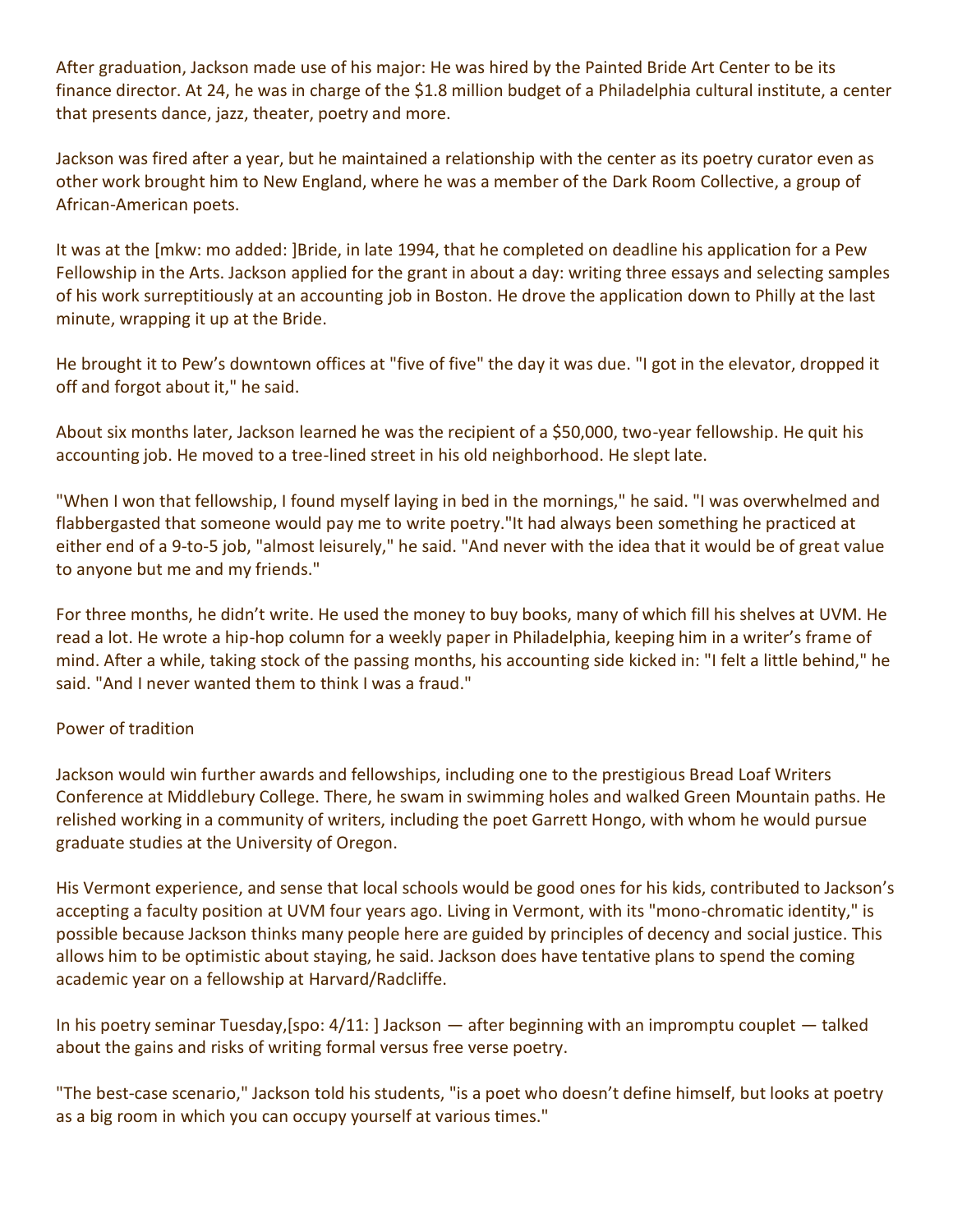After graduation, Jackson made use of his major: He was hired by the Painted Bride Art Center to be its finance director. At 24, he was in charge of the $1.8 million budget of a Philadelphia cultural institute, a center that presents dance, jazz, theater, poetry and more.

Jackson was fired after a year, but he maintained a relationship with the center as its poetry curator even as other work brought him to New England, where he was a member of the Dark Room Collective, a group of African-American poets.

It was at the [mkw: mo added: ]Bride, in late 1994, that he completed on deadline his application for a Pew Fellowship in the Arts. Jackson applied for the grant in about a day: writing three essays and selecting samples of his work surreptitiously at an accounting job in Boston. He drove the application down to Philly at the last minute, wrapping it up at the Bride.

He brought it to Pew's downtown offices at "five of five" the day it was due. "I got in the elevator, dropped it off and forgot about it," he said.

About six months later, Jackson learned he was the recipient of a $50,000, two-year fellowship. He quit his accounting job. He moved to a tree-lined street in his old neighborhood. He slept late.

"When I won that fellowship, I found myself laying in bed in the mornings," he said. "I was overwhelmed and flabbergasted that someone would pay me to write poetry."It had always been something he practiced at either end of a 9-to-5 job, "almost leisurely," he said. "And never with the idea that it would be of great value to anyone but me and my friends."

For three months, he didn't write. He used the money to buy books, many of which fill his shelves at UVM. He read a lot. He wrote a hip-hop column for a weekly paper in Philadelphia, keeping him in a writer's frame of mind. After a while, taking stock of the passing months, his accounting side kicked in: "I felt a little behind," he said. "And I never wanted them to think I was a fraud."

Power of tradition

Jackson would win further awards and fellowships, including one to the prestigious Bread Loaf Writers Conference at Middlebury College. There, he swam in swimming holes and walked Green Mountain paths. He relished working in a community of writers, including the poet Garrett Hongo, with whom he would pursue graduate studies at the University of Oregon.

His Vermont experience, and sense that local schools would be good ones for his kids, contributed to Jackson's accepting a faculty position at UVM four years ago. Living in Vermont, with its "mono-chromatic identity," is possible because Jackson thinks many people here are guided by principles of decency and social justice. This allows him to be optimistic about staying, he said. Jackson does have tentative plans to spend the coming academic year on a fellowship at Harvard/Radcliffe.

In his poetry seminar Tuesday,[spo: 4/11: ] Jackson — after beginning with an impromptu couplet — talked about the gains and risks of writing formal versus free verse poetry.

"The best-case scenario," Jackson told his students, "is a poet who doesn't define himself, but looks at poetry as a big room in which you can occupy yourself at various times."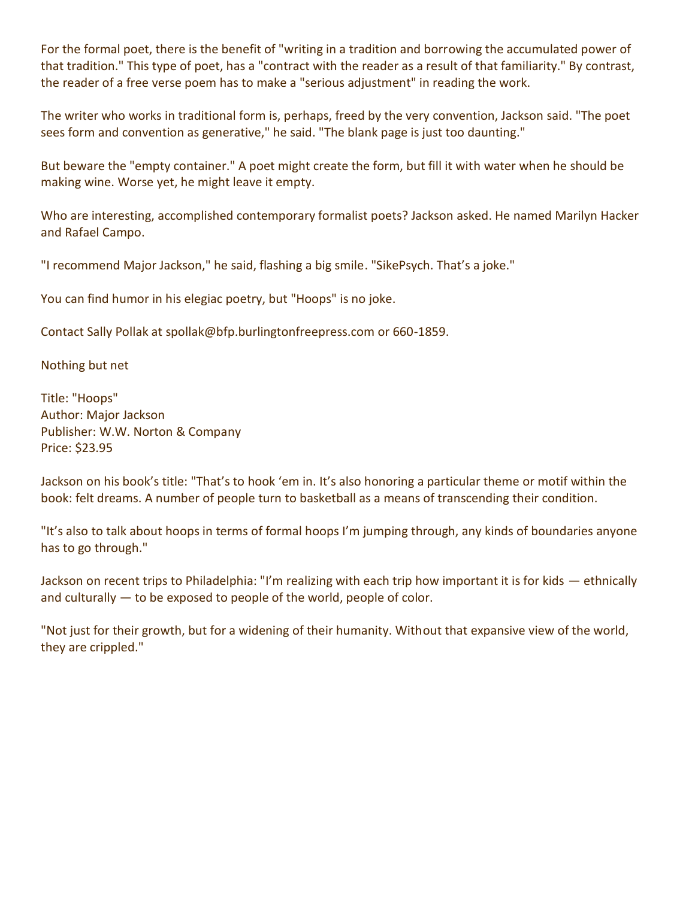For the formal poet, there is the benefit of "writing in a tradition and borrowing the accumulated power of that tradition." This type of poet, has a "contract with the reader as a result of that familiarity." By contrast, the reader of a free verse poem has to make a "serious adjustment" in reading the work.

The writer who works in traditional form is, perhaps, freed by the very convention, Jackson said. "The poet sees form and convention as generative," he said. "The blank page is just too daunting."

But beware the "empty container." A poet might create the form, but fill it with water when he should be making wine. Worse yet, he might leave it empty.

Who are interesting, accomplished contemporary formalist poets? Jackson asked. He named Marilyn Hacker and Rafael Campo.

"I recommend Major Jackson," he said, flashing a big smile. "SikePsych. That's a joke."

You can find humor in his elegiac poetry, but "Hoops" is no joke.

Contact Sally Pollak at spollak@bfp.burlingtonfreepress.com or 660-1859.

Nothing but net

Title: "Hoops"
Author: Major Jackson
Publisher: W.W. Norton & Company
Price: $23.95

Jackson on his book's title: "That's to hook 'em in. It's also honoring a particular theme or motif within the book: felt dreams. A number of people turn to basketball as a means of transcending their condition.

"It's also to talk about hoops in terms of formal hoops I'm jumping through, any kinds of boundaries anyone has to go through."

Jackson on recent trips to Philadelphia: "I'm realizing with each trip how important it is for kids — ethnically and culturally — to be exposed to people of the world, people of color.

"Not just for their growth, but for a widening of their humanity. Without that expansive view of the world, they are crippled."